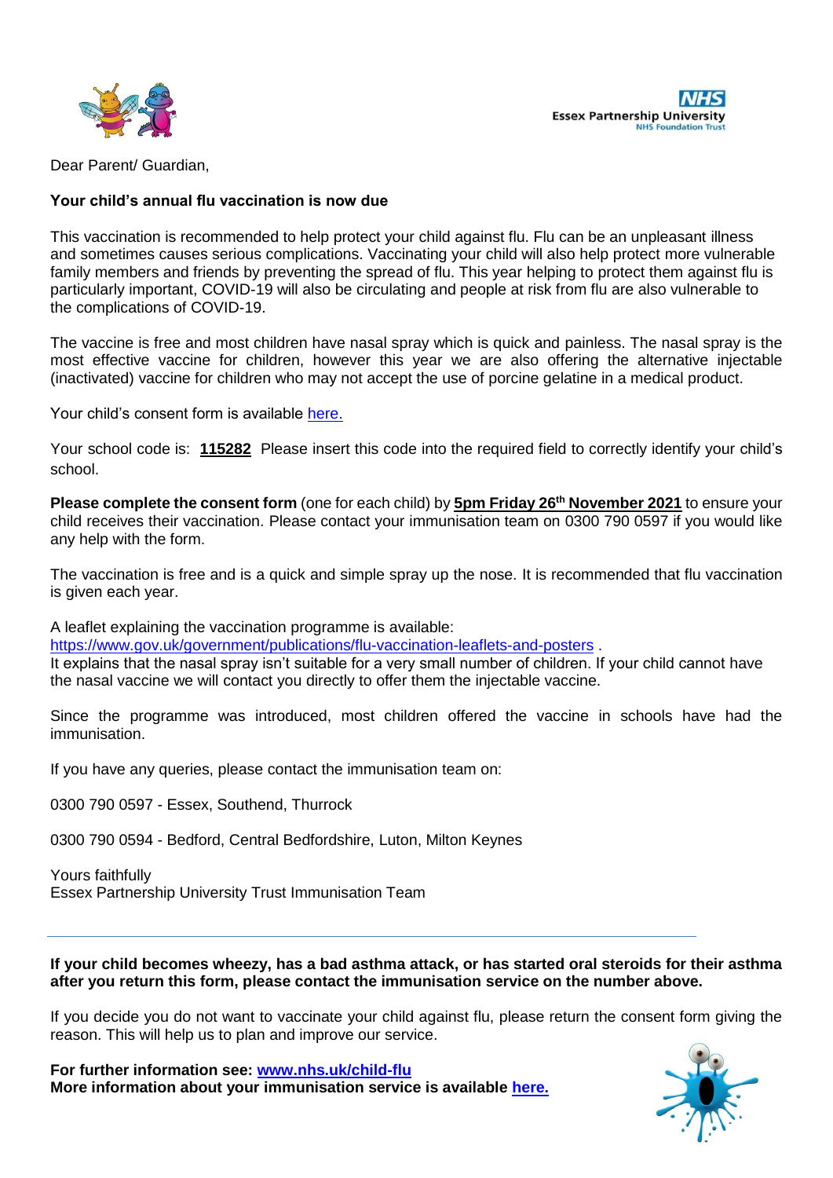Dear Parent/ Guardian,

**Your child's annual flu vaccination is now due**

This vaccination is recommended to help protect your child against flu. Flu can be an unpleasant illness and sometimes causes serious complications. Vaccinating your child will also help protect more vulnerable family members and friends by preventing the spread of flu. This year helping to protect them against flu is particularly important, COVID-19 will also be circulating and people at risk from flu are also vulnerable to the complications of COVID-19.

The vaccine is free and most children have nasal spray which is quick and painless. The nasal spray is the most effective vaccine for children, however this year we are also offering the alternative injectable (inactivated) vaccine for children who may not accept the use of porcine gelatine in a medical product.

Your child's consent form is available here.

Your school code is: **115282** Please insert this code into the required field to correctly identify your child's school.

**Please complete the consent form** (one for each child) by **5pm Friday 26th November 2021** to ensure your child receives their vaccination. Please contact your immunisation team on 0300 790 0597 if you would like any help with the form.

The vaccination is free and is a quick and simple spray up the nose. It is recommended that flu vaccination is given each year.

A leaflet explaining the vaccination programme is available:
https://www.gov.uk/government/publications/flu-vaccination-leaflets-and-posters .
It explains that the nasal spray isn't suitable for a very small number of children. If your child cannot have the nasal vaccine we will contact you directly to offer them the injectable vaccine.

Since the programme was introduced, most children offered the vaccine in schools have had the immunisation.

If you have any queries, please contact the immunisation team on:

0300 790 0597 - Essex, Southend, Thurrock

0300 790 0594 - Bedford, Central Bedfordshire, Luton, Milton Keynes

Yours faithfully
Essex Partnership University Trust Immunisation Team

---

**If your child becomes wheezy, has a bad asthma attack, or has started oral steroids for their asthma after you return this form, please contact the immunisation service on the number above.**

If you decide you do not want to vaccinate your child against flu, please return the consent form giving the reason. This will help us to plan and improve our service.

**For further information see: www.nhs.uk/child-flu**
**More information about your immunisation service is available here.**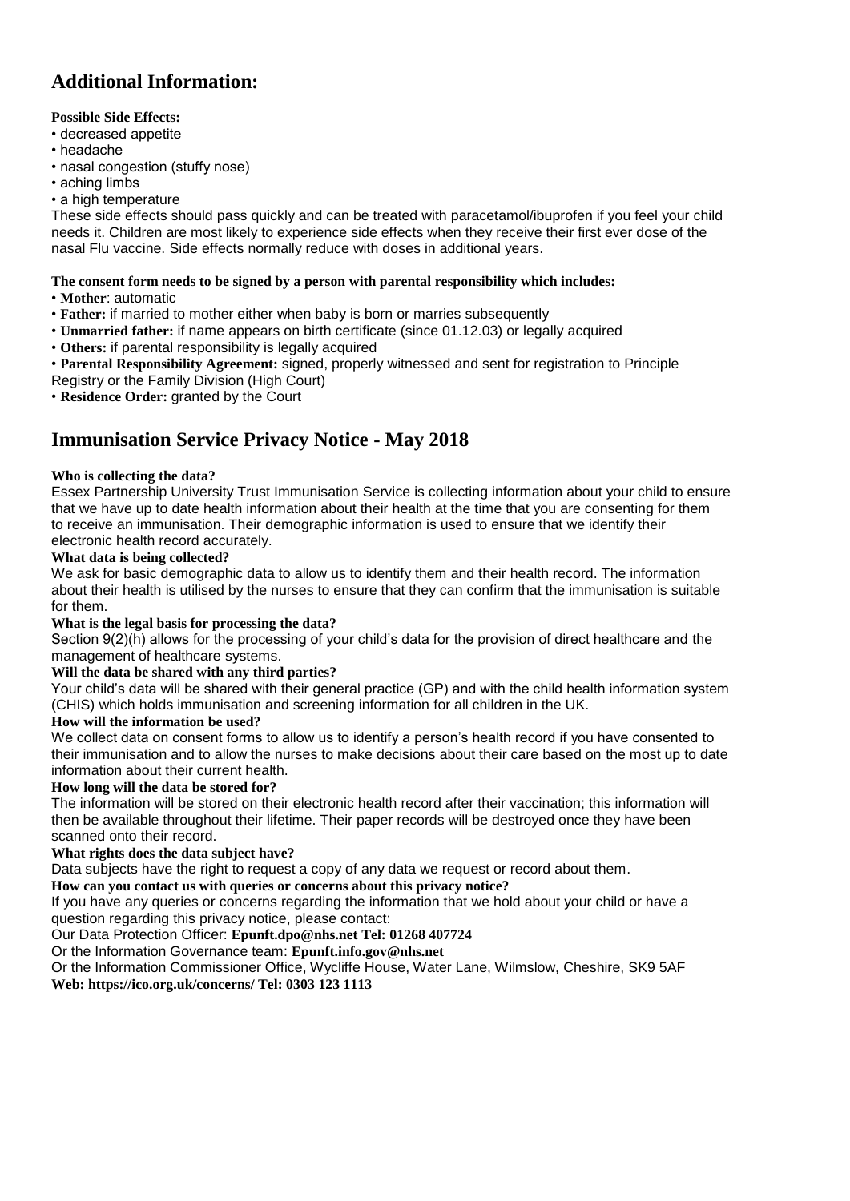## Additional Information:

**Possible Side Effects:**

- decreased appetite
- headache
- nasal congestion (stuffy nose)
- aching limbs
- a high temperature

These side effects should pass quickly and can be treated with paracetamol/ibuprofen if you feel your child needs it. Children are most likely to experience side effects when they receive their first ever dose of the nasal Flu vaccine. Side effects normally reduce with doses in additional years.

**The consent form needs to be signed by a person with parental responsibility which includes:**

- **Mother**: automatic
- **Father:** if married to mother either when baby is born or marries subsequently
- **Unmarried father:** if name appears on birth certificate (since 01.12.03) or legally acquired
- **Others:** if parental responsibility is legally acquired
- **Parental Responsibility Agreement:** signed, properly witnessed and sent for registration to Principle Registry or the Family Division (High Court)
- **Residence Order:** granted by the Court

## Immunisation Service Privacy Notice - May 2018

**Who is collecting the data?**

Essex Partnership University Trust Immunisation Service is collecting information about your child to ensure that we have up to date health information about their health at the time that you are consenting for them to receive an immunisation. Their demographic information is used to ensure that we identify their electronic health record accurately.

**What data is being collected?**

We ask for basic demographic data to allow us to identify them and their health record. The information about their health is utilised by the nurses to ensure that they can confirm that the immunisation is suitable for them.

**What is the legal basis for processing the data?**

Section 9(2)(h) allows for the processing of your child's data for the provision of direct healthcare and the management of healthcare systems.

**Will the data be shared with any third parties?**

Your child's data will be shared with their general practice (GP) and with the child health information system (CHIS) which holds immunisation and screening information for all children in the UK.

**How will the information be used?**

We collect data on consent forms to allow us to identify a person's health record if you have consented to their immunisation and to allow the nurses to make decisions about their care based on the most up to date information about their current health.

**How long will the data be stored for?**

The information will be stored on their electronic health record after their vaccination; this information will then be available throughout their lifetime. Their paper records will be destroyed once they have been scanned onto their record.

**What rights does the data subject have?**

Data subjects have the right to request a copy of any data we request or record about them.

**How can you contact us with queries or concerns about this privacy notice?**

If you have any queries or concerns regarding the information that we hold about your child or have a question regarding this privacy notice, please contact:

Our Data Protection Officer: **Epunft.dpo@nhs.net Tel: 01268 407724**

Or the Information Governance team: **Epunft.info.gov@nhs.net**

Or the Information Commissioner Office, Wycliffe House, Water Lane, Wilmslow, Cheshire, SK9 5AF

**Web: https://ico.org.uk/concerns/ Tel: 0303 123 1113**